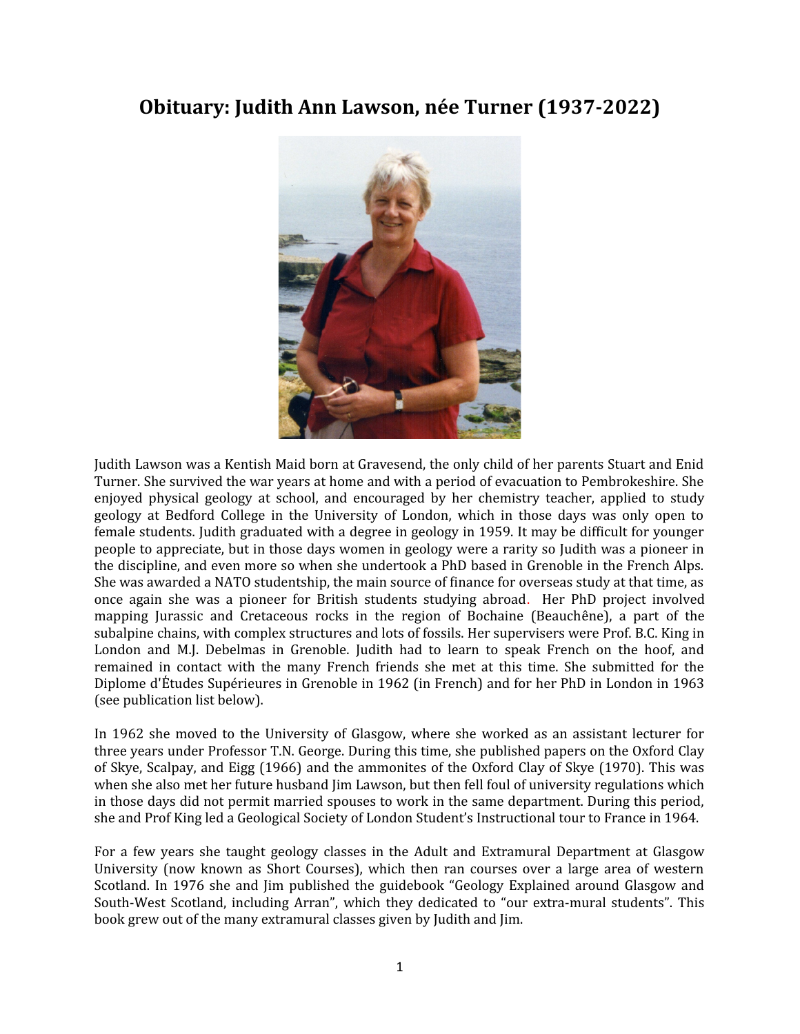# Obituary: Judith Ann Lawson, née Turner (1937-2022)

Judith Lawson was a Kentish Maid born at Gravesend, the only child of her parents Stuart and Enid Turner. She survived the war years at home and with a period of evacuation to Pembrokeshire. She enjoyed physical geology at school, and encouraged by her chemistry teacher, applied to study geology at Bedford College in the University of London, which in those days was only open to female students. Judith graduated with a degree in geology in 1959. It may be difficult for younger people to appreciate, but in those days women in geology were a rarity so Judith was a pioneer in the discipline, and even more so when she undertook a PhD based in Grenoble in the French Alps. She was awarded a NATO studentship, the main source of finance for overseas study at that time, as once again she was a pioneer for British students studying abroad. Her PhD project involved mapping Jurassic and Cretaceous rocks in the region of Bochaine (Beauchêne), a part of the subalpine chains, with complex structures and lots of fossils. Her supervisers were Prof. B.C. King in London and M.J. Debelmas in Grenoble. Judith had to learn to speak French on the hoof, and remained in contact with the many French friends she met at this time. She submitted for the Diplome d'Études Supérieures in Grenoble in 1962 (in French) and for her PhD in London in 1963 (see publication list below).

In 1962 she moved to the University of Glasgow, where she worked as an assistant lecturer for three years under Professor T.N. George. During this time, she published papers on the Oxford Clay of Skye, Scalpay, and Eigg (1966) and the ammonites of the Oxford Clay of Skye (1970). This was when she also met her future husband Jim Lawson, but then fell foul of university regulations which in those days did not permit married spouses to work in the same department. During this period, she and Prof King led a Geological Society of London Student's Instructional tour to France in 1964.

For a few years she taught geology classes in the Adult and Extramural Department at Glasgow University (now known as Short Courses), which then ran courses over a large area of western Scotland. In 1976 she and Jim published the guidebook "Geology Explained around Glasgow and South-West Scotland, including Arran", which they dedicated to "our extra-mural students". This book grew out of the many extramural classes given by Judith and Jim.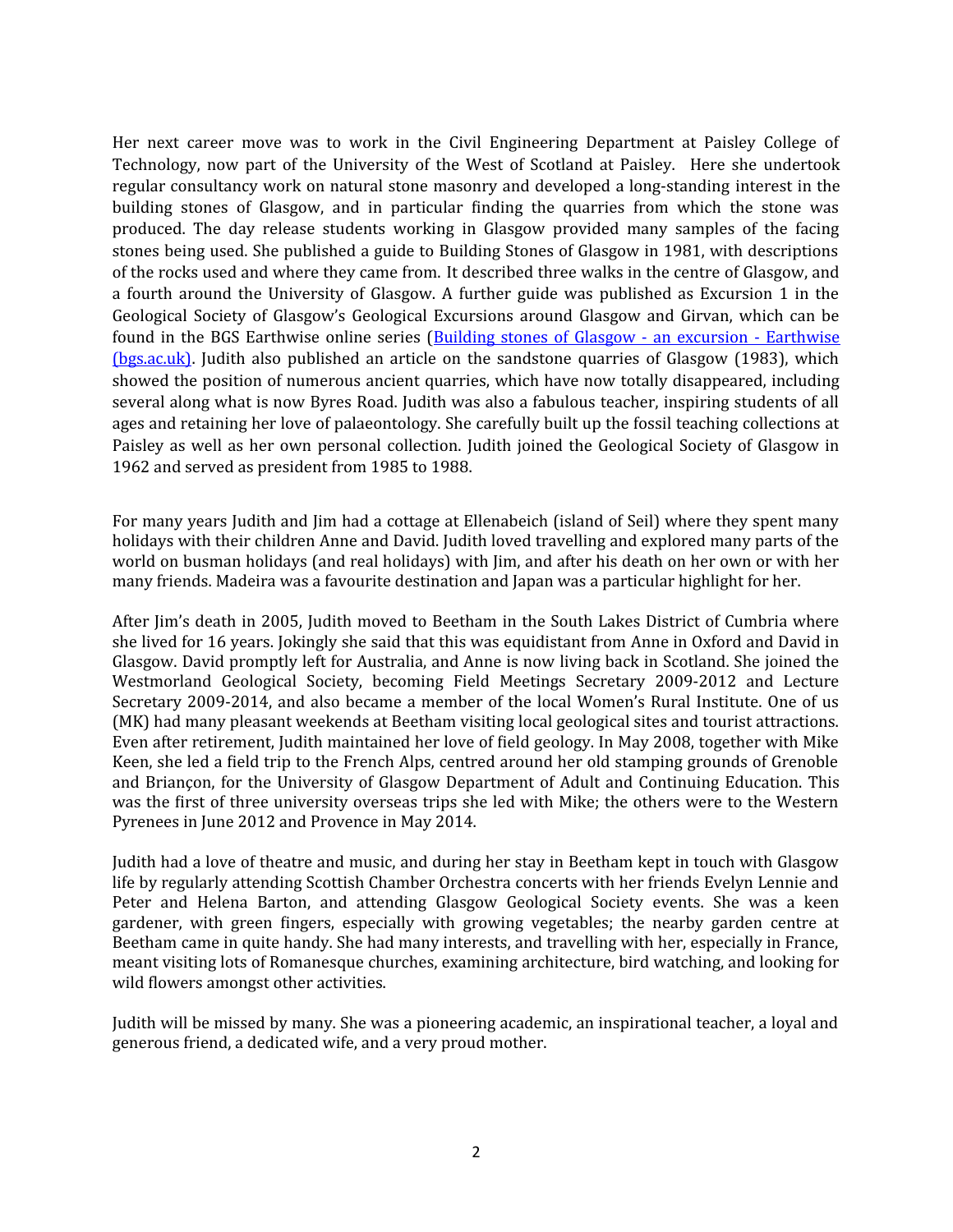Her next career move was to work in the Civil Engineering Department at Paisley College of Technology, now part of the University of the West of Scotland at Paisley. Here she undertook regular consultancy work on natural stone masonry and developed a long-standing interest in the building stones of Glasgow, and in particular finding the quarries from which the stone was produced. The day release students working in Glasgow provided many samples of the facing stones being used. She published a guide to Building Stones of Glasgow in 1981, with descriptions of the rocks used and where they came from. It described three walks in the centre of Glasgow, and a fourth around the University of Glasgow. A further guide was published as Excursion 1 in the Geological Society of Glasgow's Geological Excursions around Glasgow and Girvan, which can be found in the BGS Earthwise online series (Building stones of Glasgow - an excursion - Earthwise (bgs.ac.uk)). Judith also published an article on the sandstone quarries of Glasgow (1983), which showed the position of numerous ancient quarries, which have now totally disappeared, including several along what is now Byres Road. Judith was also a fabulous teacher, inspiring students of all ages and retaining her love of palaeontology. She carefully built up the fossil teaching collections at Paisley as well as her own personal collection. Judith joined the Geological Society of Glasgow in 1962 and served as president from 1985 to 1988.

For many years Judith and Jim had a cottage at Ellenabeich (island of Seil) where they spent many holidays with their children Anne and David. Judith loved travelling and explored many parts of the world on busman holidays (and real holidays) with Jim, and after his death on her own or with her many friends. Madeira was a favourite destination and Japan was a particular highlight for her.

After Jim's death in 2005, Judith moved to Beetham in the South Lakes District of Cumbria where she lived for 16 years. Jokingly she said that this was equidistant from Anne in Oxford and David in Glasgow. David promptly left for Australia, and Anne is now living back in Scotland. She joined the Westmorland Geological Society, becoming Field Meetings Secretary 2009-2012 and Lecture Secretary 2009-2014, and also became a member of the local Women's Rural Institute. One of us (MK) had many pleasant weekends at Beetham visiting local geological sites and tourist attractions. Even after retirement, Judith maintained her love of field geology. In May 2008, together with Mike Keen, she led a field trip to the French Alps, centred around her old stamping grounds of Grenoble and Briançon, for the University of Glasgow Department of Adult and Continuing Education. This was the first of three university overseas trips she led with Mike; the others were to the Western Pyrenees in June 2012 and Provence in May 2014.

Judith had a love of theatre and music, and during her stay in Beetham kept in touch with Glasgow life by regularly attending Scottish Chamber Orchestra concerts with her friends Evelyn Lennie and Peter and Helena Barton, and attending Glasgow Geological Society events. She was a keen gardener, with green fingers, especially with growing vegetables; the nearby garden centre at Beetham came in quite handy. She had many interests, and travelling with her, especially in France, meant visiting lots of Romanesque churches, examining architecture, bird watching, and looking for wild flowers amongst other activities.

Judith will be missed by many. She was a pioneering academic, an inspirational teacher, a loyal and generous friend, a dedicated wife, and a very proud mother.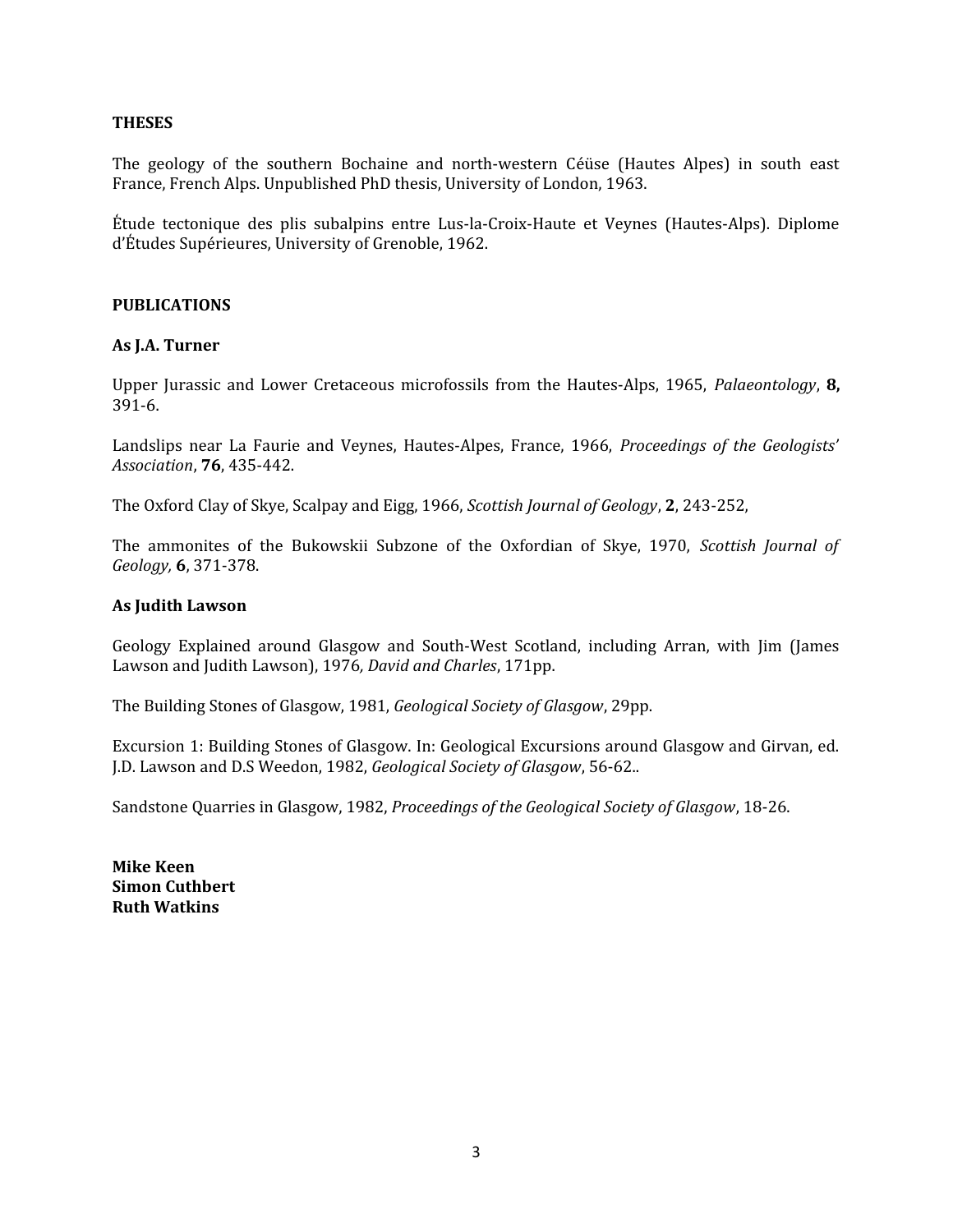**THESES**

The geology of the southern Bochaine and north-western Céüse (Hautes Alpes) in south east France, French Alps. Unpublished PhD thesis, University of London, 1963.

Étude tectonique des plis subalpins entre Lus-la-Croix-Haute et Veynes (Hautes-Alps). Diplome d'Études Supérieures, University of Grenoble, 1962.

**PUBLICATIONS**

**As J.A. Turner**

Upper Jurassic and Lower Cretaceous microfossils from the Hautes-Alps, 1965, *Palaeontology*, **8,** 391-6.

Landslips near La Faurie and Veynes, Hautes-Alpes, France, 1966, *Proceedings of the Geologists' Association*, **76**, 435-442.

The Oxford Clay of Skye, Scalpay and Eigg, 1966, *Scottish Journal of Geology*, **2**, 243-252,

The ammonites of the Bukowskii Subzone of the Oxfordian of Skye, 1970, *Scottish Journal of Geology,* **6**, 371-378.

**As Judith Lawson**

Geology Explained around Glasgow and South-West Scotland, including Arran, with Jim (James Lawson and Judith Lawson), 1976*, David and Charles*, 171pp.

The Building Stones of Glasgow, 1981, *Geological Society of Glasgow*, 29pp.

Excursion 1: Building Stones of Glasgow. In: Geological Excursions around Glasgow and Girvan, ed. J.D. Lawson and D.S Weedon, 1982, *Geological Society of Glasgow*, 56-62..

Sandstone Quarries in Glasgow, 1982, *Proceedings of the Geological Society of Glasgow*, 18-26.

**Mike Keen**
**Simon Cuthbert**
**Ruth Watkins**